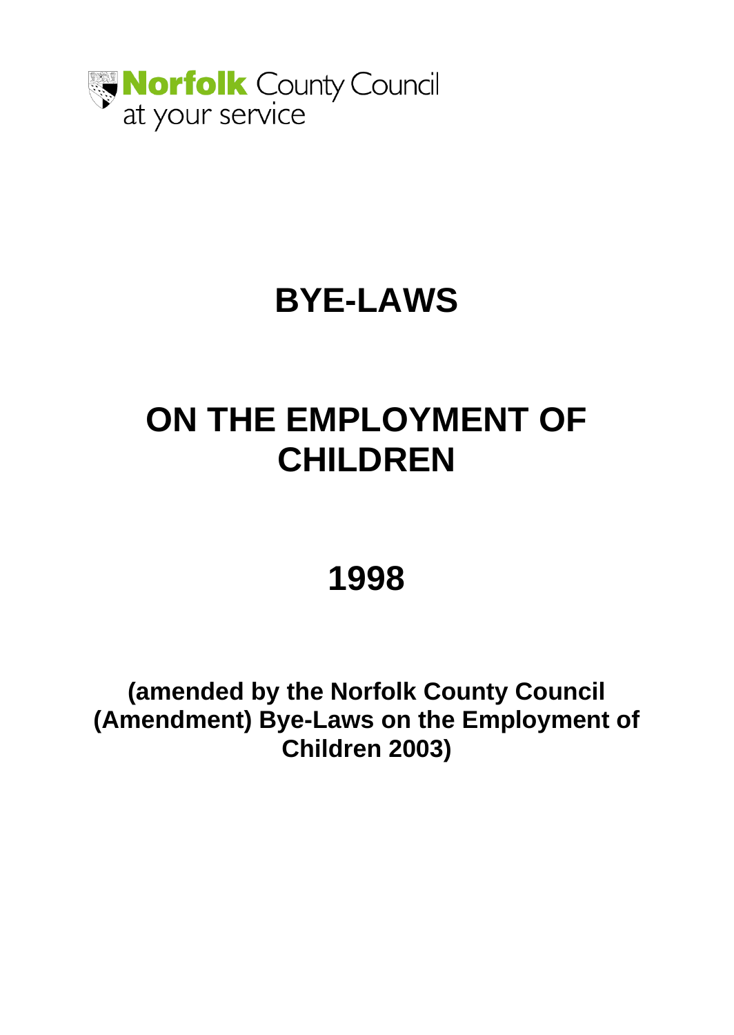Norfolk County Council
at your service

# BYE-LAWS

# ON THE EMPLOYMENT OF CHILDREN

# 1998

**(amended by the Norfolk County Council (Amendment) Bye-Laws on the Employment of Children 2003)**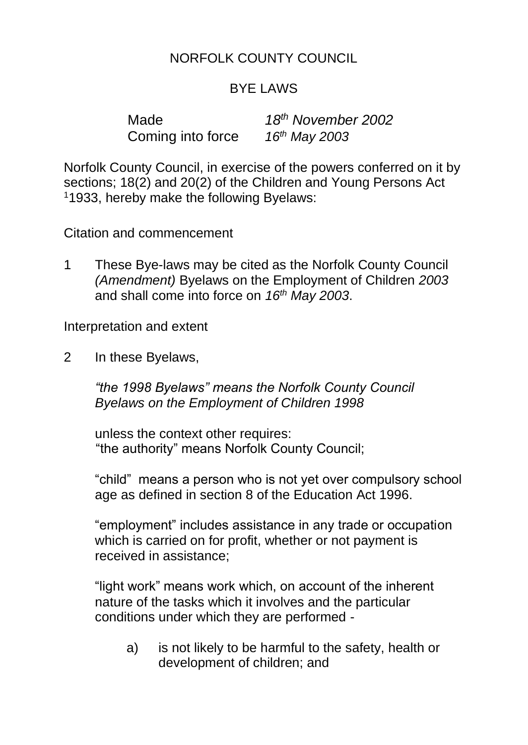NORFOLK COUNTY COUNCIL

BYE LAWS

Made *18th November 2002*
Coming into force *16th May 2003*

Norfolk County Council, in exercise of the powers conferred on it by sections; 18(2) and 20(2) of the Children and Young Persons Act [1]1933, hereby make the following Byelaws:

Citation and commencement

1 These Bye-laws may be cited as the Norfolk County Council *(Amendment)* Byelaws on the Employment of Children *2003* and shall come into force on *16th May 2003*.

Interpretation and extent

2 In these Byelaws,

*"the 1998 Byelaws" means the Norfolk County Council Byelaws on the Employment of Children 1998*

unless the context other requires:
"the authority" means Norfolk County Council;

"child" means a person who is not yet over compulsory school age as defined in section 8 of the Education Act 1996.

"employment" includes assistance in any trade or occupation which is carried on for profit, whether or not payment is received in assistance;

"light work" means work which, on account of the inherent nature of the tasks which it involves and the particular conditions under which they are performed -

a) is not likely to be harmful to the safety, health or development of children; and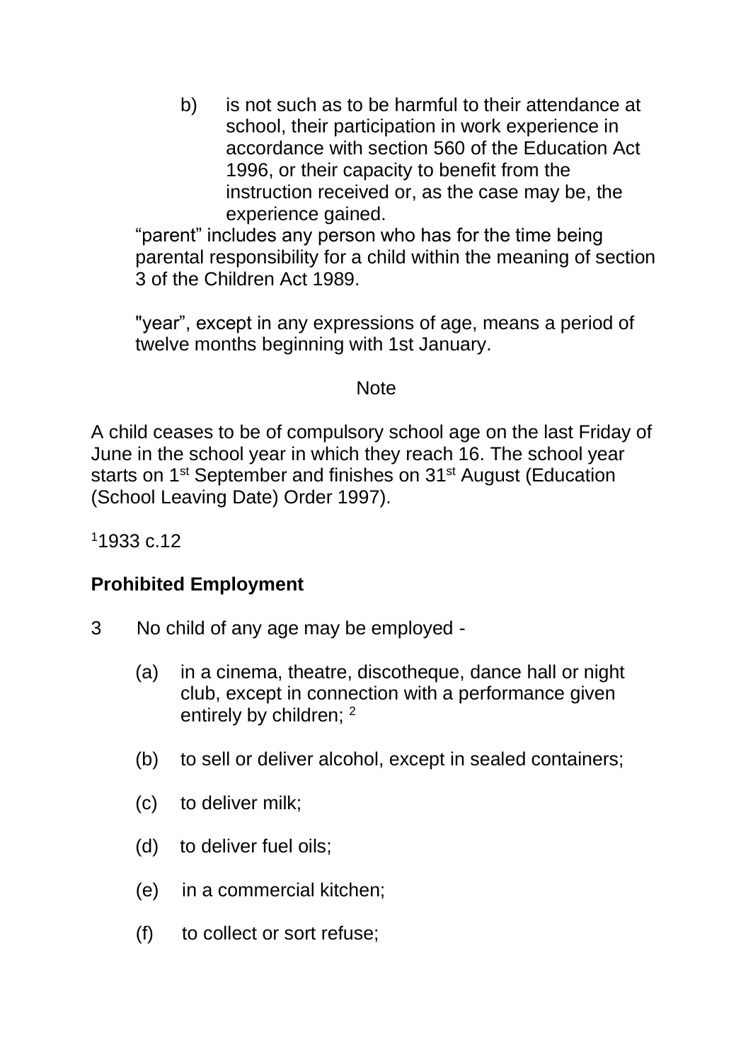b) is not such as to be harmful to their attendance at school, their participation in work experience in accordance with section 560 of the Education Act 1996, or their capacity to benefit from the instruction received or, as the case may be, the experience gained.

“parent” includes any person who has for the time being parental responsibility for a child within the meaning of section 3 of the Children Act 1989.

"year”, except in any expressions of age, means a period of twelve months beginning with 1st January.

Note

A child ceases to be of compulsory school age on the last Friday of June in the school year in which they reach 16. The school year starts on 1st September and finishes on 31st August (Education (School Leaving Date) Order 1997).

[1]1933 c.12

**Prohibited Employment**

3 No child of any age may be employed -

(a) in a cinema, theatre, discotheque, dance hall or night club, except in connection with a performance given entirely by children; [2]

(b) to sell or deliver alcohol, except in sealed containers;

(c) to deliver milk;

(d) to deliver fuel oils;

(e) in a commercial kitchen;

(f) to collect or sort refuse;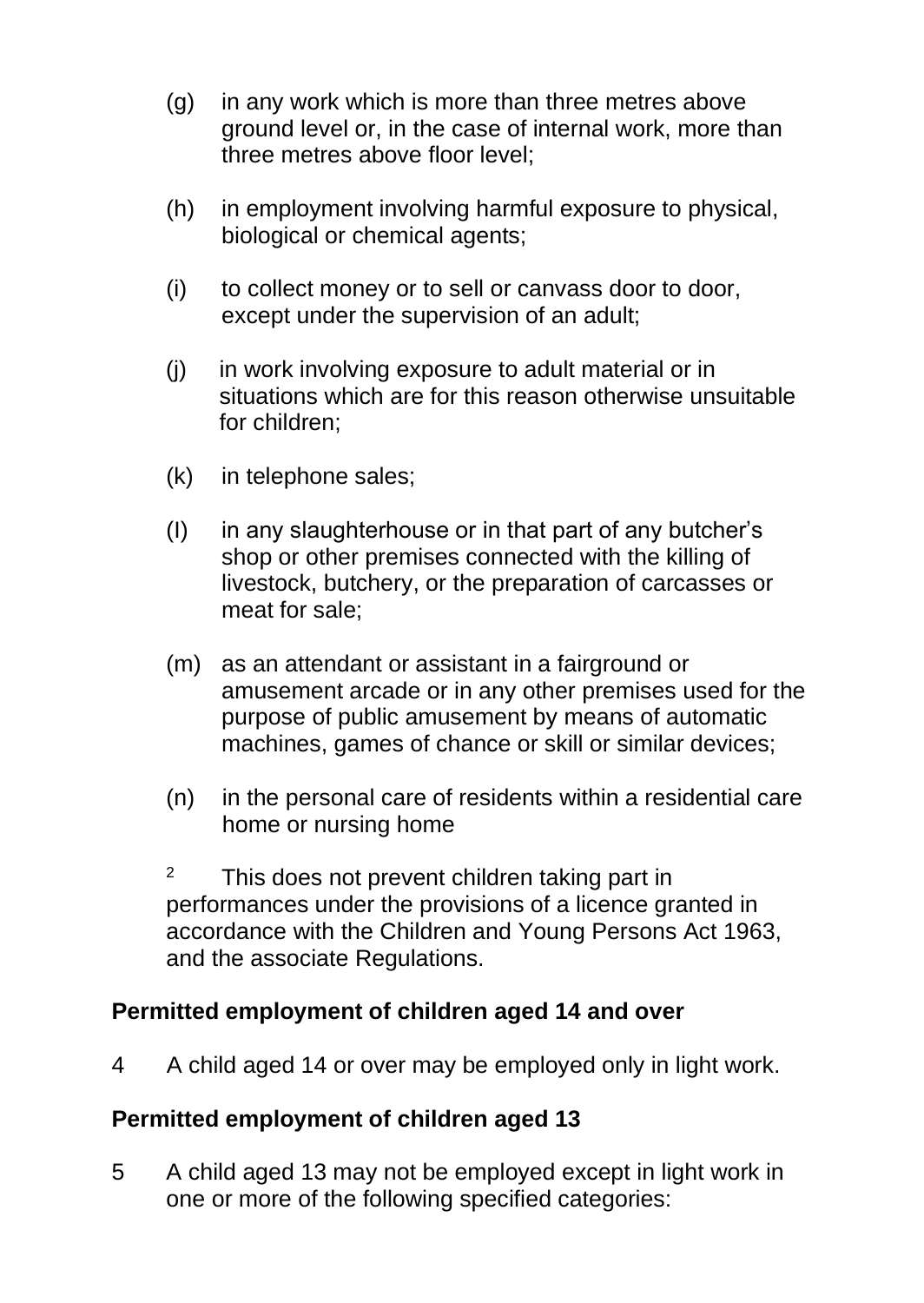(g) in any work which is more than three metres above ground level or, in the case of internal work, more than three metres above floor level;

(h) in employment involving harmful exposure to physical, biological or chemical agents;

(i) to collect money or to sell or canvass door to door, except under the supervision of an adult;

(j) in work involving exposure to adult material or in situations which are for this reason otherwise unsuitable for children;

(k) in telephone sales;

(l) in any slaughterhouse or in that part of any butcher's shop or other premises connected with the killing of livestock, butchery, or the preparation of carcasses or meat for sale;

(m) as an attendant or assistant in a fairground or amusement arcade or in any other premises used for the purpose of public amusement by means of automatic machines, games of chance or skill or similar devices;

(n) in the personal care of residents within a residential care home or nursing home

[2] This does not prevent children taking part in performances under the provisions of a licence granted in accordance with the Children and Young Persons Act 1963, and the associate Regulations.

## Permitted employment of children aged 14 and over

4 A child aged 14 or over may be employed only in light work.

## Permitted employment of children aged 13

5 A child aged 13 may not be employed except in light work in one or more of the following specified categories: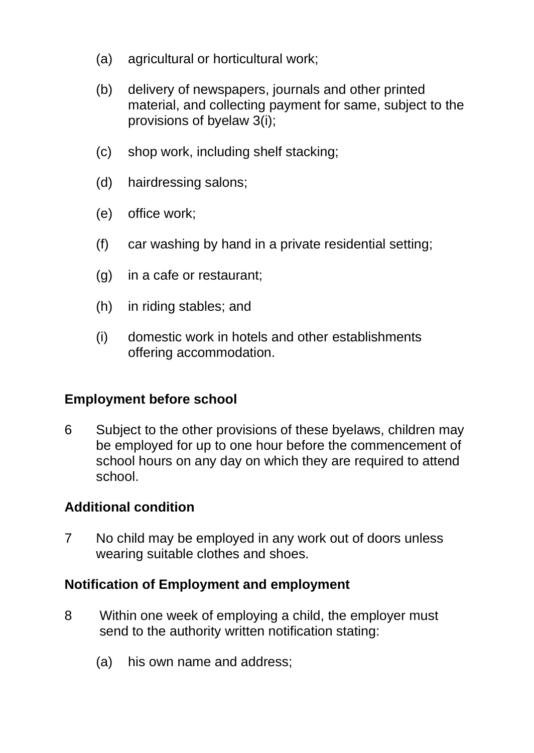(a) agricultural or horticultural work;

(b) delivery of newspapers, journals and other printed material, and collecting payment for same, subject to the provisions of byelaw 3(i);

(c) shop work, including shelf stacking;

(d) hairdressing salons;

(e) office work;

(f) car washing by hand in a private residential setting;

(g) in a cafe or restaurant;

(h) in riding stables; and

(i) domestic work in hotels and other establishments offering accommodation.

**Employment before school**

6 Subject to the other provisions of these byelaws, children may be employed for up to one hour before the commencement of school hours on any day on which they are required to attend school.

**Additional condition**

7 No child may be employed in any work out of doors unless wearing suitable clothes and shoes.

**Notification of Employment and employment**

8 Within one week of employing a child, the employer must send to the authority written notification stating:

(a) his own name and address;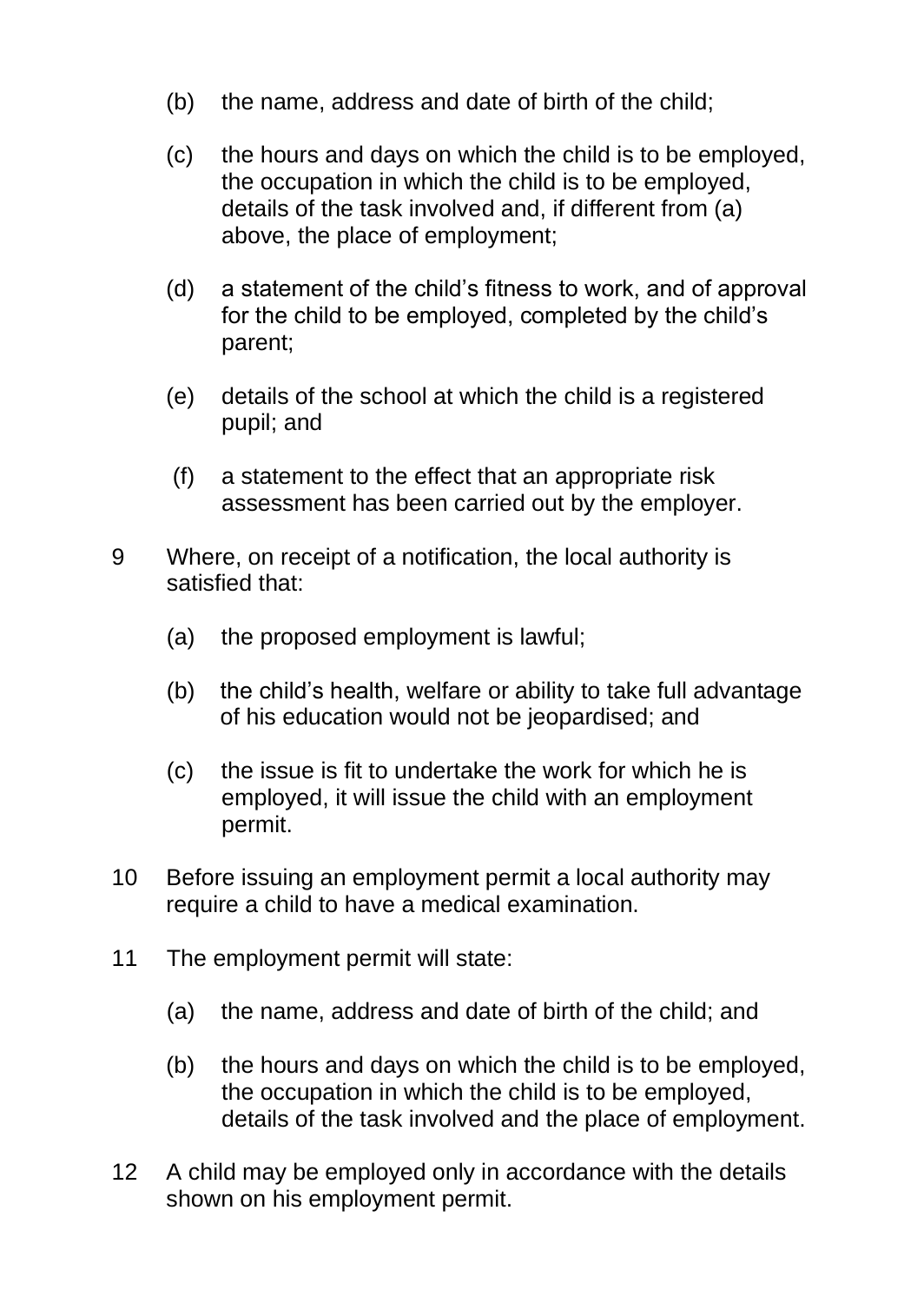(b) the name, address and date of birth of the child;

(c) the hours and days on which the child is to be employed, the occupation in which the child is to be employed, details of the task involved and, if different from (a) above, the place of employment;

(d) a statement of the child's fitness to work, and of approval for the child to be employed, completed by the child's parent;

(e) details of the school at which the child is a registered pupil; and

(f) a statement to the effect that an appropriate risk assessment has been carried out by the employer.

9 Where, on receipt of a notification, the local authority is satisfied that:

(a) the proposed employment is lawful;

(b) the child's health, welfare or ability to take full advantage of his education would not be jeopardised; and

(c) the issue is fit to undertake the work for which he is employed, it will issue the child with an employment permit.

10 Before issuing an employment permit a local authority may require a child to have a medical examination.

11 The employment permit will state:

(a) the name, address and date of birth of the child; and

(b) the hours and days on which the child is to be employed, the occupation in which the child is to be employed, details of the task involved and the place of employment.

12 A child may be employed only in accordance with the details shown on his employment permit.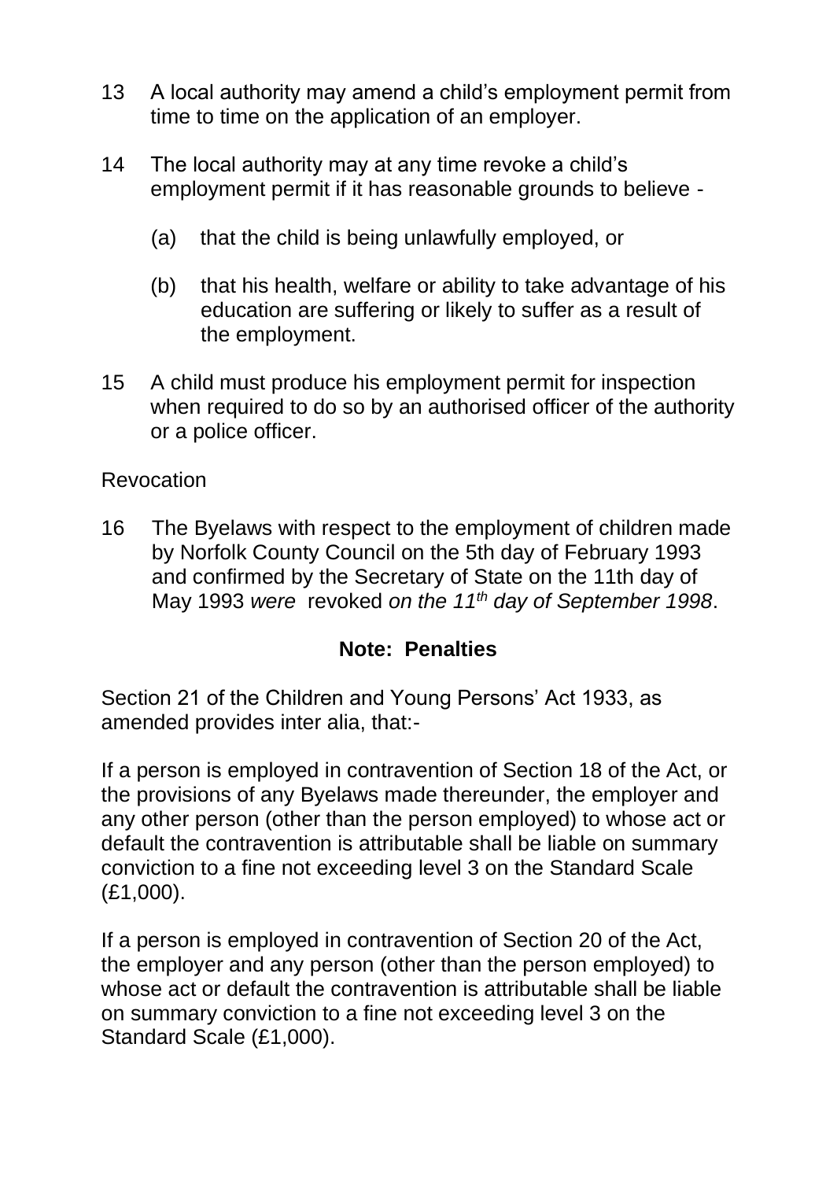13 A local authority may amend a child's employment permit from time to time on the application of an employer.

14 The local authority may at any time revoke a child's employment permit if it has reasonable grounds to believe -

 (a) that the child is being unlawfully employed, or

 (b) that his health, welfare or ability to take advantage of his education are suffering or likely to suffer as a result of the employment.

15 A child must produce his employment permit for inspection when required to do so by an authorised officer of the authority or a police officer.

Revocation

16 The Byelaws with respect to the employment of children made by Norfolk County Council on the 5th day of February 1993 and confirmed by the Secretary of State on the 11th day of May 1993 *were* revoked *on the 11th day of September 1998*.

**Note: Penalties**

Section 21 of the Children and Young Persons' Act 1933, as amended provides inter alia, that:-

If a person is employed in contravention of Section 18 of the Act, or the provisions of any Byelaws made thereunder, the employer and any other person (other than the person employed) to whose act or default the contravention is attributable shall be liable on summary conviction to a fine not exceeding level 3 on the Standard Scale (£1,000).

If a person is employed in contravention of Section 20 of the Act, the employer and any person (other than the person employed) to whose act or default the contravention is attributable shall be liable on summary conviction to a fine not exceeding level 3 on the Standard Scale (£1,000).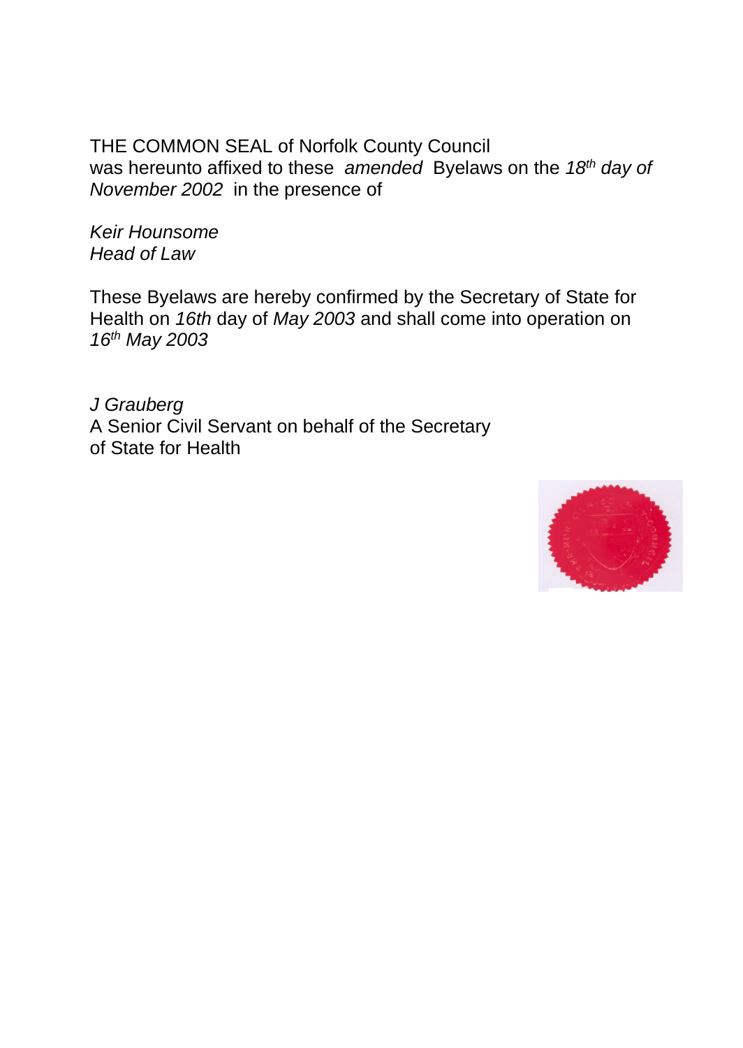THE COMMON SEAL of Norfolk County Council was hereunto affixed to these *amended* Byelaws on the *18th day of November 2002* in the presence of

*Keir Hounsome*
*Head of Law*

These Byelaws are hereby confirmed by the Secretary of State for Health on *16th* day of *May 2003* and shall come into operation on *16th May 2003*

*J Grauberg*
A Senior Civil Servant on behalf of the Secretary of State for Health